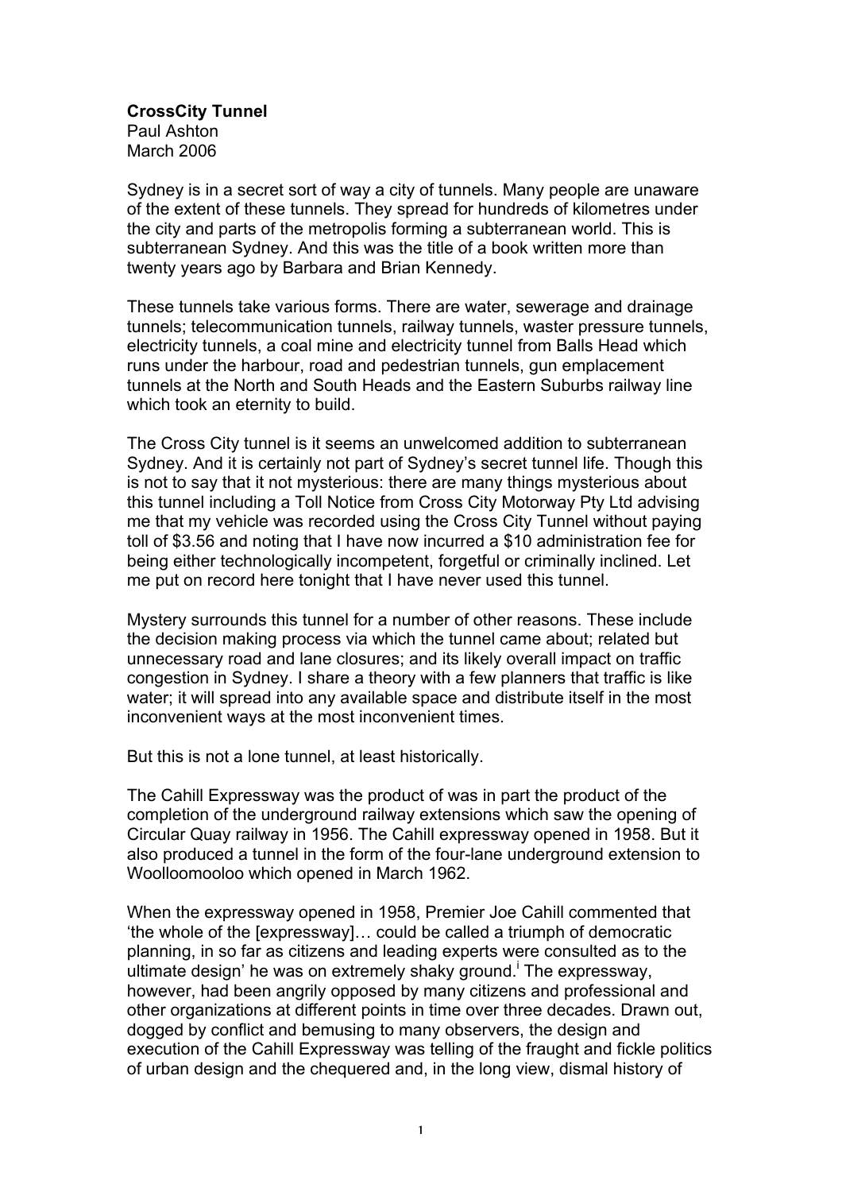**CrossCity Tunnel**
Paul Ashton
March 2006

Sydney is in a secret sort of way a city of tunnels. Many people are unaware of the extent of these tunnels. They spread for hundreds of kilometres under the city and parts of the metropolis forming a subterranean world. This is subterranean Sydney. And this was the title of a book written more than twenty years ago by Barbara and Brian Kennedy.

These tunnels take various forms. There are water, sewerage and drainage tunnels; telecommunication tunnels, railway tunnels, waster pressure tunnels, electricity tunnels, a coal mine and electricity tunnel from Balls Head which runs under the harbour, road and pedestrian tunnels, gun emplacement tunnels at the North and South Heads and the Eastern Suburbs railway line which took an eternity to build.

The Cross City tunnel is it seems an unwelcomed addition to subterranean Sydney. And it is certainly not part of Sydney's secret tunnel life. Though this is not to say that it not mysterious: there are many things mysterious about this tunnel including a Toll Notice from Cross City Motorway Pty Ltd advising me that my vehicle was recorded using the Cross City Tunnel without paying toll of $3.56 and noting that I have now incurred a $10 administration fee for being either technologically incompetent, forgetful or criminally inclined. Let me put on record here tonight that I have never used this tunnel.

Mystery surrounds this tunnel for a number of other reasons. These include the decision making process via which the tunnel came about; related but unnecessary road and lane closures; and its likely overall impact on traffic congestion in Sydney. I share a theory with a few planners that traffic is like water; it will spread into any available space and distribute itself in the most inconvenient ways at the most inconvenient times.

But this is not a lone tunnel, at least historically.

The Cahill Expressway was the product of was in part the product of the completion of the underground railway extensions which saw the opening of Circular Quay railway in 1956. The Cahill expressway opened in 1958. But it also produced a tunnel in the form of the four-lane underground extension to Woolloomooloo which opened in March 1962.

When the expressway opened in 1958, Premier Joe Cahill commented that 'the whole of the [expressway]… could be called a triumph of democratic planning, in so far as citizens and leading experts were consulted as to the ultimate design' he was on extremely shaky ground.[i] The expressway, however, had been angrily opposed by many citizens and professional and other organizations at different points in time over three decades. Drawn out, dogged by conflict and bemusing to many observers, the design and execution of the Cahill Expressway was telling of the fraught and fickle politics of urban design and the chequered and, in the long view, dismal history of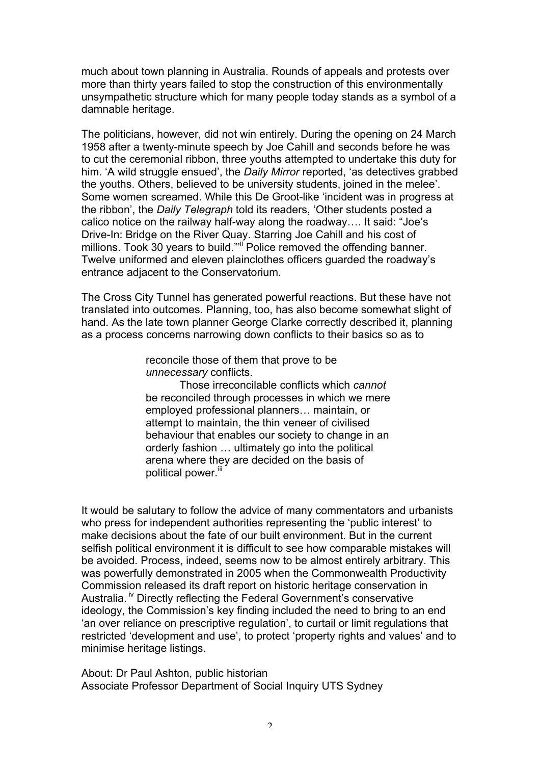much about town planning in Australia. Rounds of appeals and protests over more than thirty years failed to stop the construction of this environmentally unsympathetic structure which for many people today stands as a symbol of a damnable heritage.

The politicians, however, did not win entirely. During the opening on 24 March 1958 after a twenty-minute speech by Joe Cahill and seconds before he was to cut the ceremonial ribbon, three youths attempted to undertake this duty for him. 'A wild struggle ensued', the *Daily Mirror* reported, 'as detectives grabbed the youths. Others, believed to be university students, joined in the melee'. Some women screamed. While this De Groot-like 'incident was in progress at the ribbon', the *Daily Telegraph* told its readers, 'Other students posted a calico notice on the railway half-way along the roadway…. It said: "Joe's Drive-In: Bridge on the River Quay. Starring Joe Cahill and his cost of millions. Took 30 years to build."'[ii] Police removed the offending banner. Twelve uniformed and eleven plainclothes officers guarded the roadway's entrance adjacent to the Conservatorium.

The Cross City Tunnel has generated powerful reactions. But these have not translated into outcomes. Planning, too, has also become somewhat slight of hand. As the late town planner George Clarke correctly described it, planning as a process concerns narrowing down conflicts to their basics so as to

> reconcile those of them that prove to be *unnecessary* conflicts.
>
> Those irreconcilable conflicts which *cannot* be reconciled through processes in which we mere employed professional planners… maintain, or attempt to maintain, the thin veneer of civilised behaviour that enables our society to change in an orderly fashion … ultimately go into the political arena where they are decided on the basis of political power.[iii]

It would be salutary to follow the advice of many commentators and urbanists who press for independent authorities representing the 'public interest' to make decisions about the fate of our built environment. But in the current selfish political environment it is difficult to see how comparable mistakes will be avoided. Process, indeed, seems now to be almost entirely arbitrary. This was powerfully demonstrated in 2005 when the Commonwealth Productivity Commission released its draft report on historic heritage conservation in Australia.[iv] Directly reflecting the Federal Government's conservative ideology, the Commission's key finding included the need to bring to an end 'an over reliance on prescriptive regulation', to curtail or limit regulations that restricted 'development and use', to protect 'property rights and values' and to minimise heritage listings.

About: Dr Paul Ashton, public historian
Associate Professor Department of Social Inquiry UTS Sydney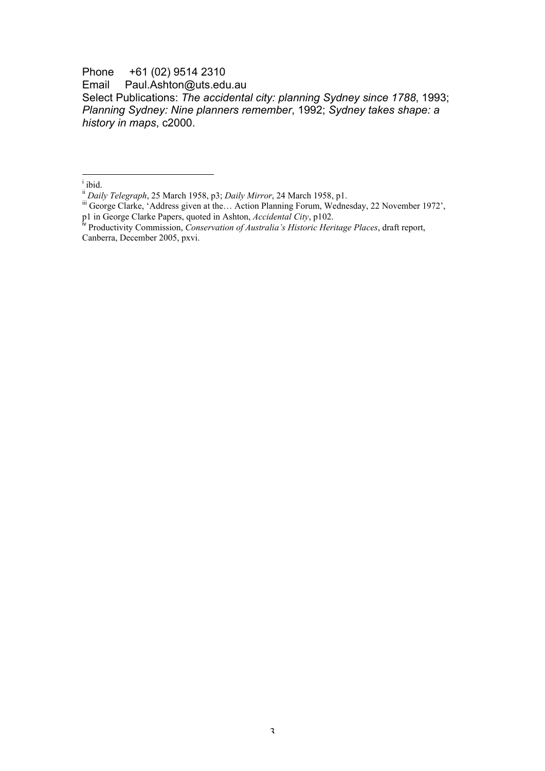Phone +61 (02) 9514 2310
Email Paul.Ashton@uts.edu.au
Select Publications: *The accidental city: planning Sydney since 1788*, 1993; *Planning Sydney: Nine planners remember*, 1992; *Sydney takes shape: a history in maps*, c2000.

---

[i] ibid.

[ii] *Daily Telegraph*, 25 March 1958, p3; *Daily Mirror*, 24 March 1958, p1.

[iii] George Clarke, 'Address given at the… Action Planning Forum, Wednesday, 22 November 1972', p1 in George Clarke Papers, quoted in Ashton, *Accidental City*, p102.

[iv] Productivity Commission, *Conservation of Australia's Historic Heritage Places*, draft report, Canberra, December 2005, pxvi.